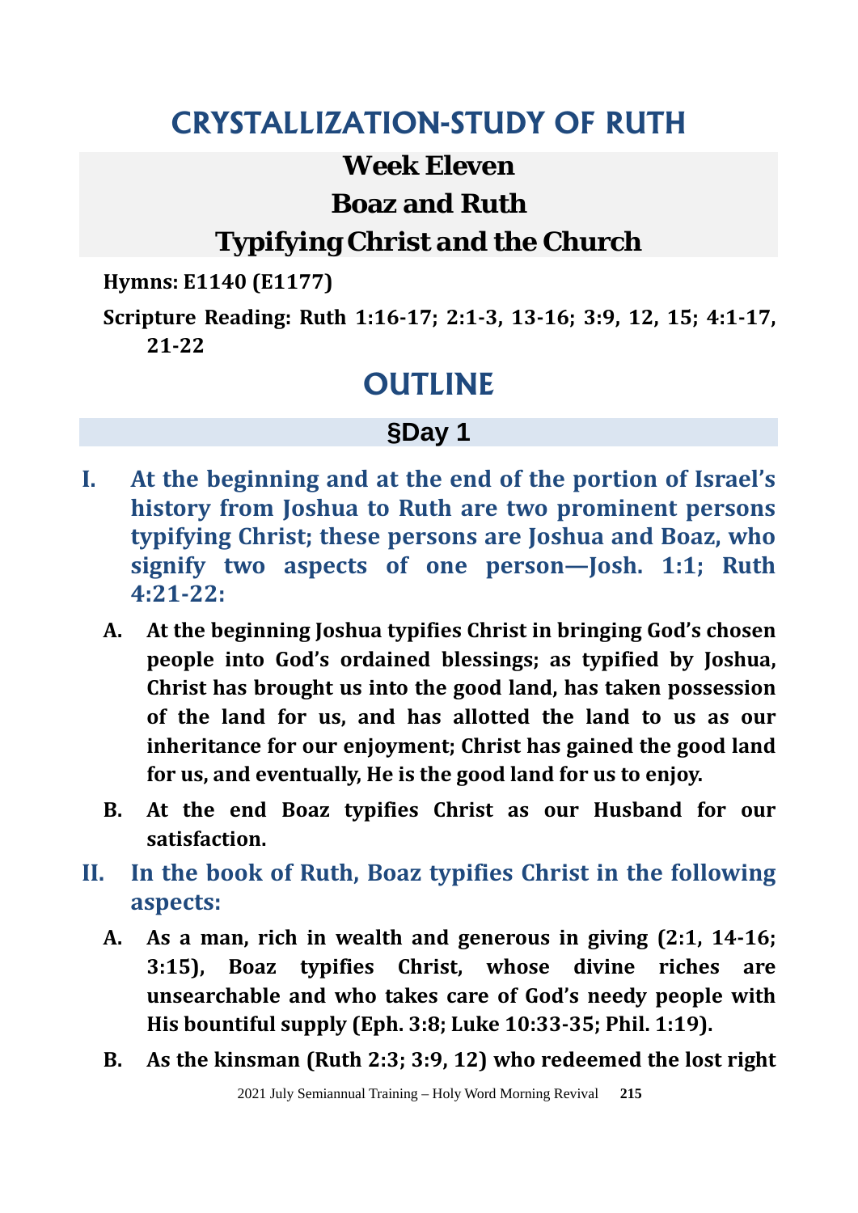# CRYSTALLIZATION-STUDY OF RUTH

## Week Eleven

## Boaz and Ruth

## Typifying Christ and the Church

**Hymns: E1140 (E1177)**

**Scripture Reading: Ruth 1:16-17; 2:1-3, 13-16; 3:9, 12, 15; 4:1-17, 21-22**

# OUTLINE

### §Day 1

**I. At the beginning and at the end of the portion of Israel's history from Joshua to Ruth are two prominent persons typifying Christ; these persons are Joshua and Boaz, who signify two aspects of one person—Josh. 1:1; Ruth 4:21-22:**

- **A. At the beginning Joshua typifies Christ in bringing God's chosen people into God's ordained blessings; as typified by Joshua, Christ has brought us into the good land, has taken possession of the land for us, and has allotted the land to us as our inheritance for our enjoyment; Christ has gained the good land for us, and eventually, He is the good land for us to enjoy.**
- **B. At the end Boaz typifies Christ as our Husband for our satisfaction.**

**II. In the book of Ruth, Boaz typifies Christ in the following aspects:**

- **A. As a man, rich in wealth and generous in giving (2:1, 14-16; 3:15), Boaz typifies Christ, whose divine riches are unsearchable and who takes care of God's needy people with His bountiful supply (Eph. 3:8; Luke 10:33-35; Phil. 1:19).**
- **B. As the kinsman (Ruth 2:3; 3:9, 12) who redeemed the lost right**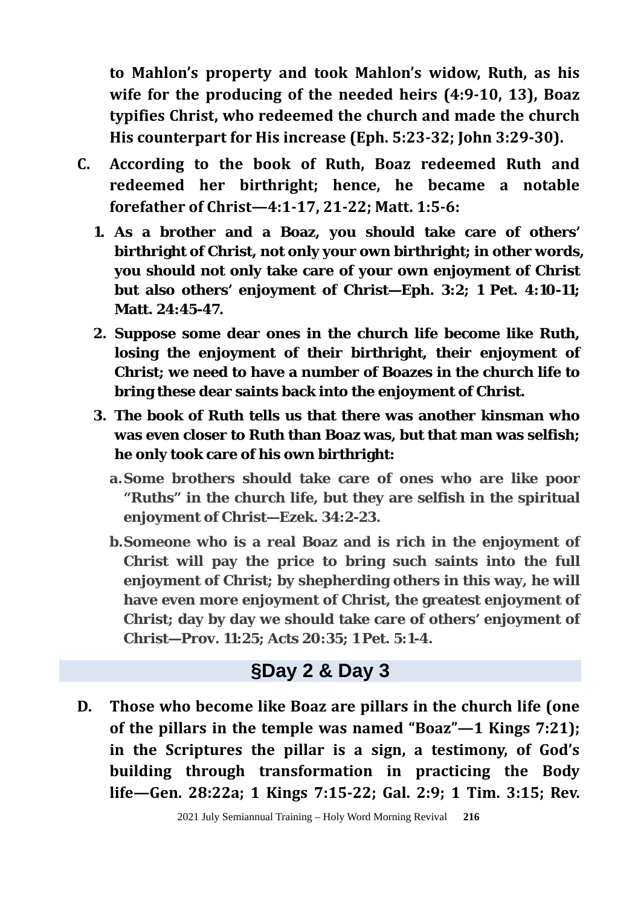**to Mahlon's property and took Mahlon's widow, Ruth, as his wife for the producing of the needed heirs (4:9-10, 13), Boaz typifies Christ, who redeemed the church and made the church His counterpart for His increase (Eph. 5:23-32; John 3:29-30).**

**C. According to the book of Ruth, Boaz redeemed Ruth and redeemed her birthright; hence, he became a notable forefather of Christ—4:1-17, 21-22; Matt. 1:5-6:**

1. **As a brother and a Boaz, you should take care of others' birthright of Christ, not only your own birthright; in other words, you should not only take care of your own enjoyment of Christ but also others' enjoyment of Christ—Eph. 3:2; 1 Pet. 4:10-11; Matt. 24:45-47.**
2. **Suppose some dear ones in the church life become like Ruth, losing the enjoyment of their birthright, their enjoyment of Christ; we need to have a number of Boazes in the church life to bring these dear saints back into the enjoyment of Christ.**
3. **The book of Ruth tells us that there was another kinsman who was even closer to Ruth than Boaz was, but that man was selfish; he only took care of his own birthright:**
   - a. **Some brothers should take care of ones who are like poor "Ruths" in the church life, but they are selfish in the spiritual enjoyment of Christ—Ezek. 34:2-23.**
   - b. **Someone who is a real Boaz and is rich in the enjoyment of Christ will pay the price to bring such saints into the full enjoyment of Christ; by shepherding others in this way, he will have even more enjoyment of Christ, the greatest enjoyment of Christ; day by day we should take care of others' enjoyment of Christ—Prov. 11:25; Acts 20:35; 1 Pet. 5:1-4.**

## §Day 2 & Day 3

**D. Those who become like Boaz are pillars in the church life (one of the pillars in the temple was named "Boaz"—1 Kings 7:21); in the Scriptures the pillar is a sign, a testimony, of God's building through transformation in practicing the Body life—Gen. 28:22a; 1 Kings 7:15-22; Gal. 2:9; 1 Tim. 3:15; Rev.**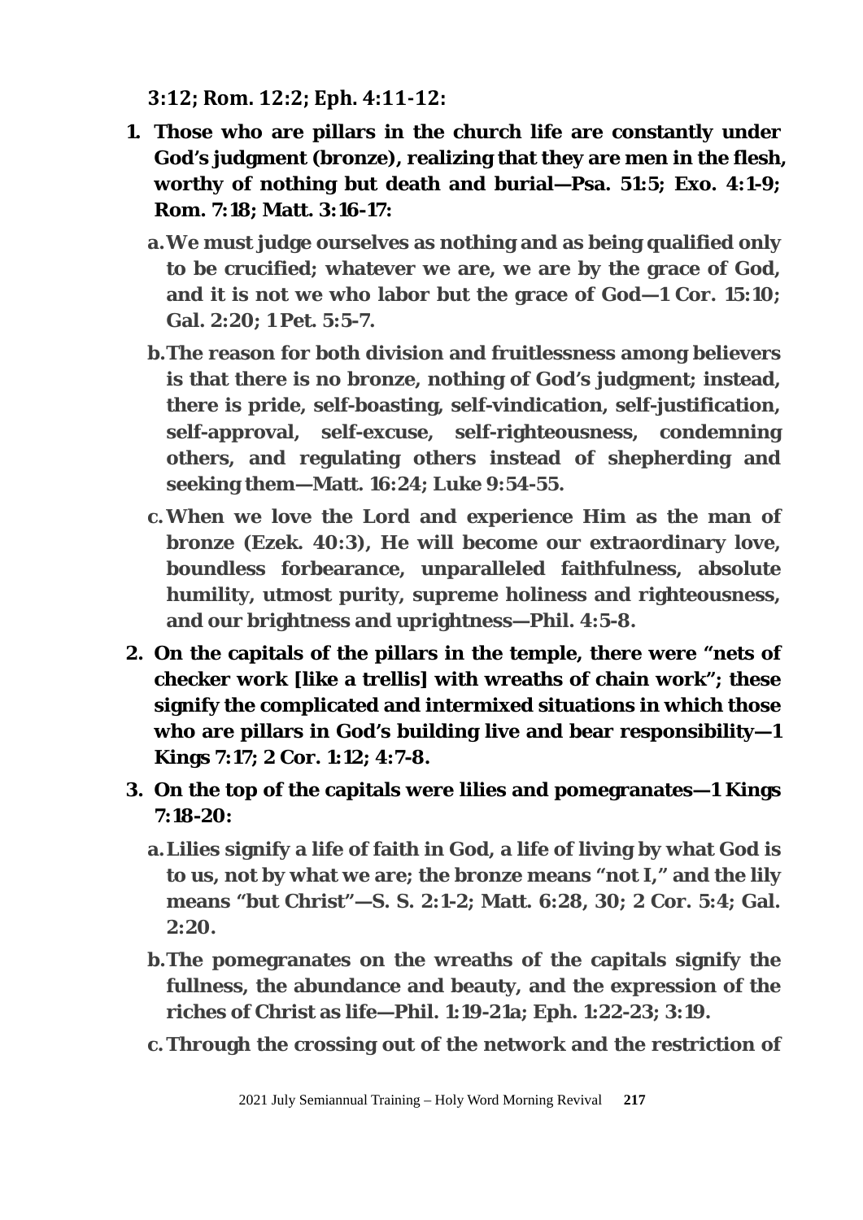**3:12; Rom. 12:2; Eph. 4:11-12:**

1. **Those who are pillars in the church life are constantly under God's judgment (bronze), realizing that they are men in the flesh, worthy of nothing but death and burial—Psa. 51:5; Exo. 4:1-9; Rom. 7:18; Matt. 3:16-17:**
   - a. We must judge ourselves as nothing and as being qualified only to be crucified; whatever we are, we are by the grace of God, and it is not we who labor but the grace of God—1 Cor. 15:10; Gal. 2:20; 1 Pet. 5:5-7.
   - b. The reason for both division and fruitlessness among believers is that there is no bronze, nothing of God's judgment; instead, there is pride, self-boasting, self-vindication, self-justification, self-approval, self-excuse, self-righteousness, condemning others, and regulating others instead of shepherding and seeking them—Matt. 16:24; Luke 9:54-55.
   - c. When we love the Lord and experience Him as the man of bronze (Ezek. 40:3), He will become our extraordinary love, boundless forbearance, unparalleled faithfulness, absolute humility, utmost purity, supreme holiness and righteousness, and our brightness and uprightness—Phil. 4:5-8.
2. **On the capitals of the pillars in the temple, there were "nets of checker work [like a trellis] with wreaths of chain work"; these signify the complicated and intermixed situations in which those who are pillars in God's building live and bear responsibility—1 Kings 7:17; 2 Cor. 1:12; 4:7-8.**
3. **On the top of the capitals were lilies and pomegranates—1 Kings 7:18-20:**
   - a. Lilies signify a life of faith in God, a life of living by what God is to us, not by what we are; the bronze means "not I," and the lily means "but Christ"—S. S. 2:1-2; Matt. 6:28, 30; 2 Cor. 5:4; Gal. 2:20.
   - b. The pomegranates on the wreaths of the capitals signify the fullness, the abundance and beauty, and the expression of the riches of Christ as life—Phil. 1:19-21a; Eph. 1:22-23; 3:19.
   - c. Through the crossing out of the network and the restriction of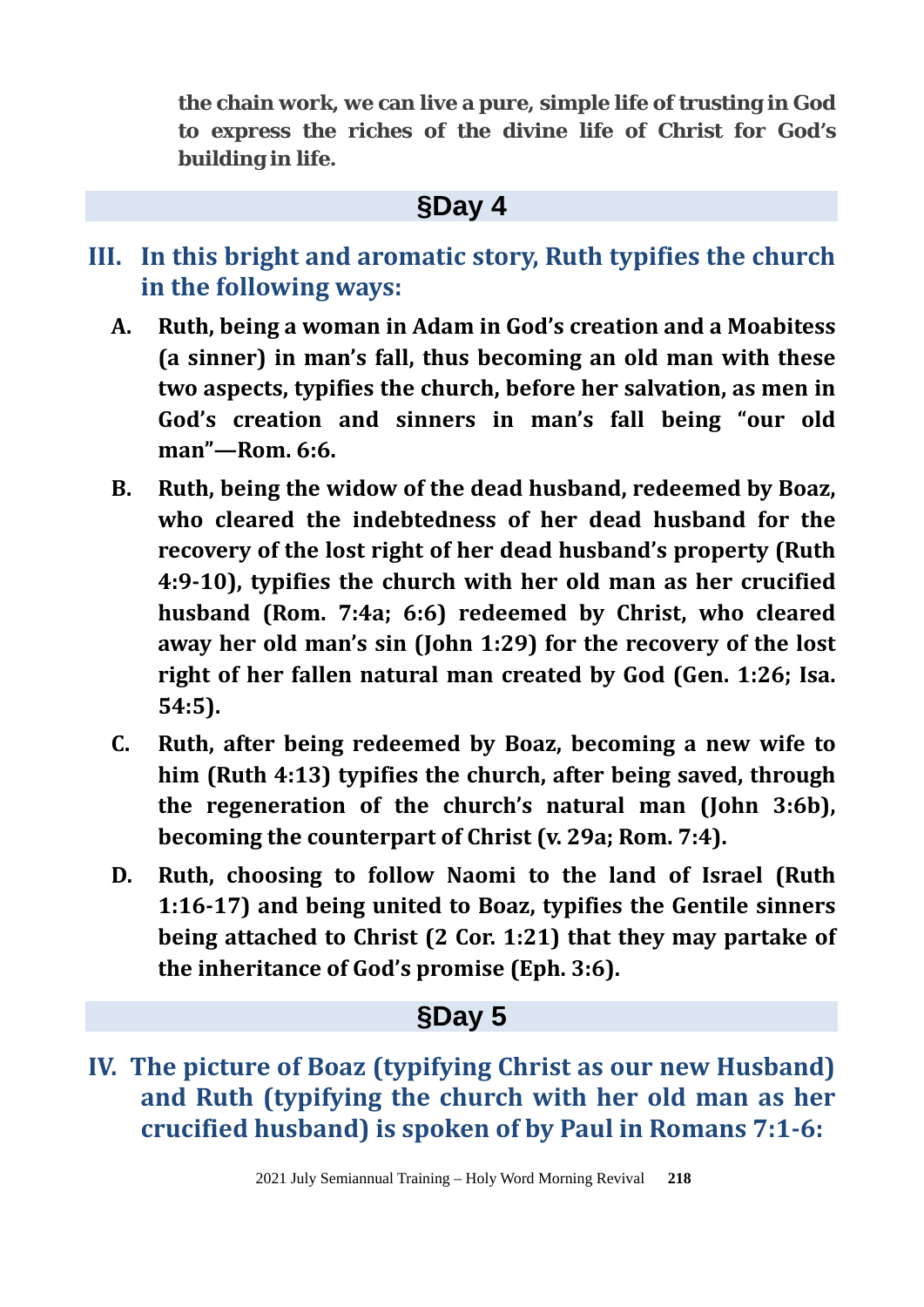**the chain work, we can live a pure, simple life of trusting in God to express the riches of the divine life of Christ for God's building in life.**

## §Day 4

### III. In this bright and aromatic story, Ruth typifies the church in the following ways:

**A. Ruth, being a woman in Adam in God's creation and a Moabitess (a sinner) in man's fall, thus becoming an old man with these two aspects, typifies the church, before her salvation, as men in God's creation and sinners in man's fall being "our old man"—Rom. 6:6.**

**B. Ruth, being the widow of the dead husband, redeemed by Boaz, who cleared the indebtedness of her dead husband for the recovery of the lost right of her dead husband's property (Ruth 4:9-10), typifies the church with her old man as her crucified husband (Rom. 7:4a; 6:6) redeemed by Christ, who cleared away her old man's sin (John 1:29) for the recovery of the lost right of her fallen natural man created by God (Gen. 1:26; Isa. 54:5).**

**C. Ruth, after being redeemed by Boaz, becoming a new wife to him (Ruth 4:13) typifies the church, after being saved, through the regeneration of the church's natural man (John 3:6b), becoming the counterpart of Christ (v. 29a; Rom. 7:4).**

**D. Ruth, choosing to follow Naomi to the land of Israel (Ruth 1:16-17) and being united to Boaz, typifies the Gentile sinners being attached to Christ (2 Cor. 1:21) that they may partake of the inheritance of God's promise (Eph. 3:6).**

## §Day 5

### IV. The picture of Boaz (typifying Christ as our new Husband) and Ruth (typifying the church with her old man as her crucified husband) is spoken of by Paul in Romans 7:1-6: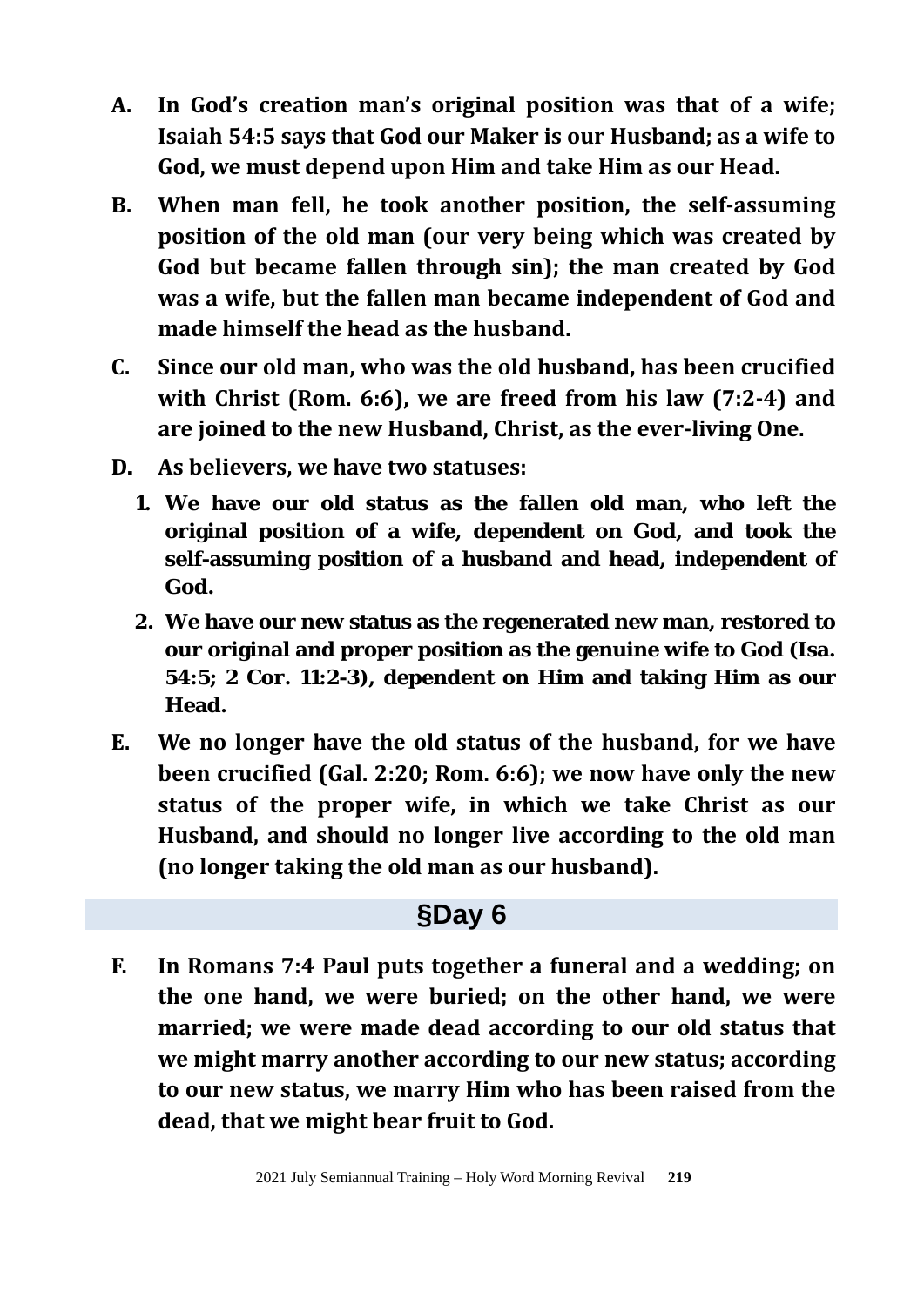**A. In God's creation man's original position was that of a wife; Isaiah 54:5 says that God our Maker is our Husband; as a wife to God, we must depend upon Him and take Him as our Head.**

**B. When man fell, he took another position, the self-assuming position of the old man (our very being which was created by God but became fallen through sin); the man created by God was a wife, but the fallen man became independent of God and made himself the head as the husband.**

**C. Since our old man, who was the old husband, has been crucified with Christ (Rom. 6:6), we are freed from his law (7:2-4) and are joined to the new Husband, Christ, as the ever-living One.**

**D. As believers, we have two statuses:**

1. **We have our old status as the fallen old man, who left the original position of a wife, dependent on God, and took the self-assuming position of a husband and head, independent of God.**
2. **We have our new status as the regenerated new man, restored to our original and proper position as the genuine wife to God (Isa. 54:5; 2 Cor. 11:2-3), dependent on Him and taking Him as our Head.**

**E. We no longer have the old status of the husband, for we have been crucified (Gal. 2:20; Rom. 6:6); we now have only the new status of the proper wife, in which we take Christ as our Husband, and should no longer live according to the old man (no longer taking the old man as our husband).**

## §Day 6

**F. In Romans 7:4 Paul puts together a funeral and a wedding; on the one hand, we were buried; on the other hand, we were married; we were made dead according to our old status that we might marry another according to our new status; according to our new status, we marry Him who has been raised from the dead, that we might bear fruit to God.**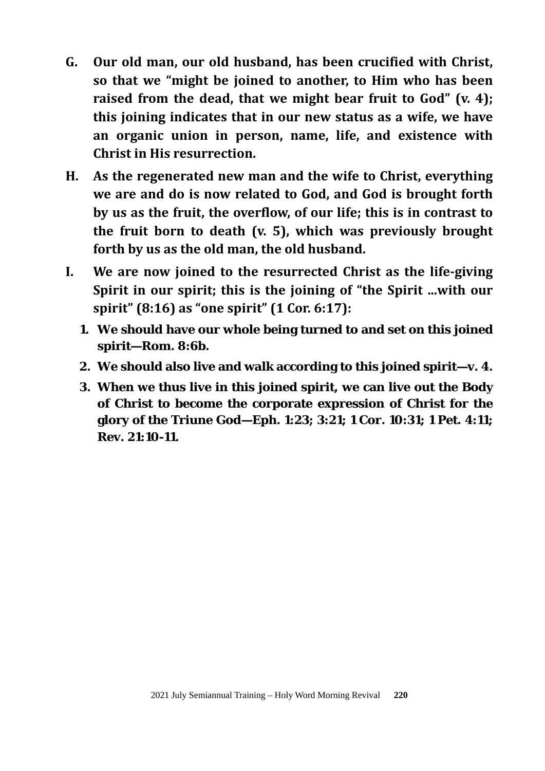**G. Our old man, our old husband, has been crucified with Christ, so that we "might be joined to another, to Him who has been raised from the dead, that we might bear fruit to God" (v. 4); this joining indicates that in our new status as a wife, we have an organic union in person, name, life, and existence with Christ in His resurrection.**

**H. As the regenerated new man and the wife to Christ, everything we are and do is now related to God, and God is brought forth by us as the fruit, the overflow, of our life; this is in contrast to the fruit born to death (v. 5), which was previously brought forth by us as the old man, the old husband.**

**I. We are now joined to the resurrected Christ as the life-giving Spirit in our spirit; this is the joining of "the Spirit ...with our spirit" (8:16) as "one spirit" (1 Cor. 6:17):**

1. **We should have our whole being turned to and set on this joined spirit—Rom. 8:6b.**
2. **We should also live and walk according to this joined spirit—v. 4.**
3. **When we thus live in this joined spirit, we can live out the Body of Christ to become the corporate expression of Christ for the glory of the Triune God—Eph. 1:23; 3:21; 1 Cor. 10:31; 1 Pet. 4:11; Rev. 21:10-11.**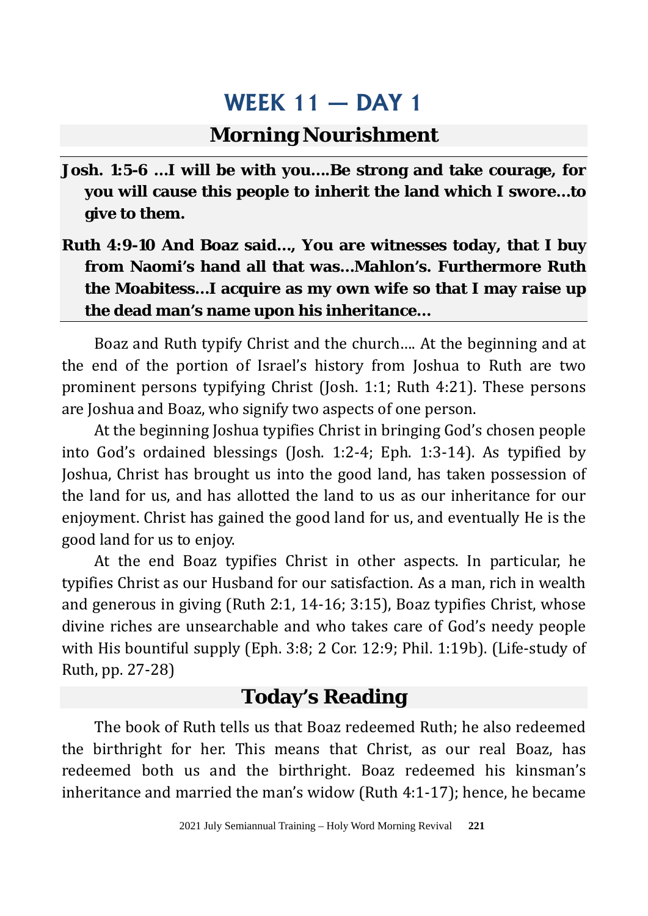# WEEK 11 — DAY 1

## Morning Nourishment

**Josh. 1:5-6 ...I will be with you....Be strong and take courage, for you will cause this people to inherit the land which I swore...to give to them.**

**Ruth 4:9-10 And Boaz said..., You are witnesses today, that I buy from Naomi's hand all that was...Mahlon's. Furthermore Ruth the Moabitess...I acquire as my own wife so that I may raise up the dead man's name upon his inheritance...**

Boaz and Ruth typify Christ and the church.... At the beginning and at the end of the portion of Israel's history from Joshua to Ruth are two prominent persons typifying Christ (Josh. 1:1; Ruth 4:21). These persons are Joshua and Boaz, who signify two aspects of one person.

At the beginning Joshua typifies Christ in bringing God's chosen people into God's ordained blessings (Josh. 1:2-4; Eph. 1:3-14). As typified by Joshua, Christ has brought us into the good land, has taken possession of the land for us, and has allotted the land to us as our inheritance for our enjoyment. Christ has gained the good land for us, and eventually He is the good land for us to enjoy.

At the end Boaz typifies Christ in other aspects. In particular, he typifies Christ as our Husband for our satisfaction. As a man, rich in wealth and generous in giving (Ruth 2:1, 14-16; 3:15), Boaz typifies Christ, whose divine riches are unsearchable and who takes care of God's needy people with His bountiful supply (Eph. 3:8; 2 Cor. 12:9; Phil. 1:19b). (Life-study of Ruth, pp. 27-28)

## Today's Reading

The book of Ruth tells us that Boaz redeemed Ruth; he also redeemed the birthright for her. This means that Christ, as our real Boaz, has redeemed both us and the birthright. Boaz redeemed his kinsman's inheritance and married the man's widow (Ruth 4:1-17); hence, he became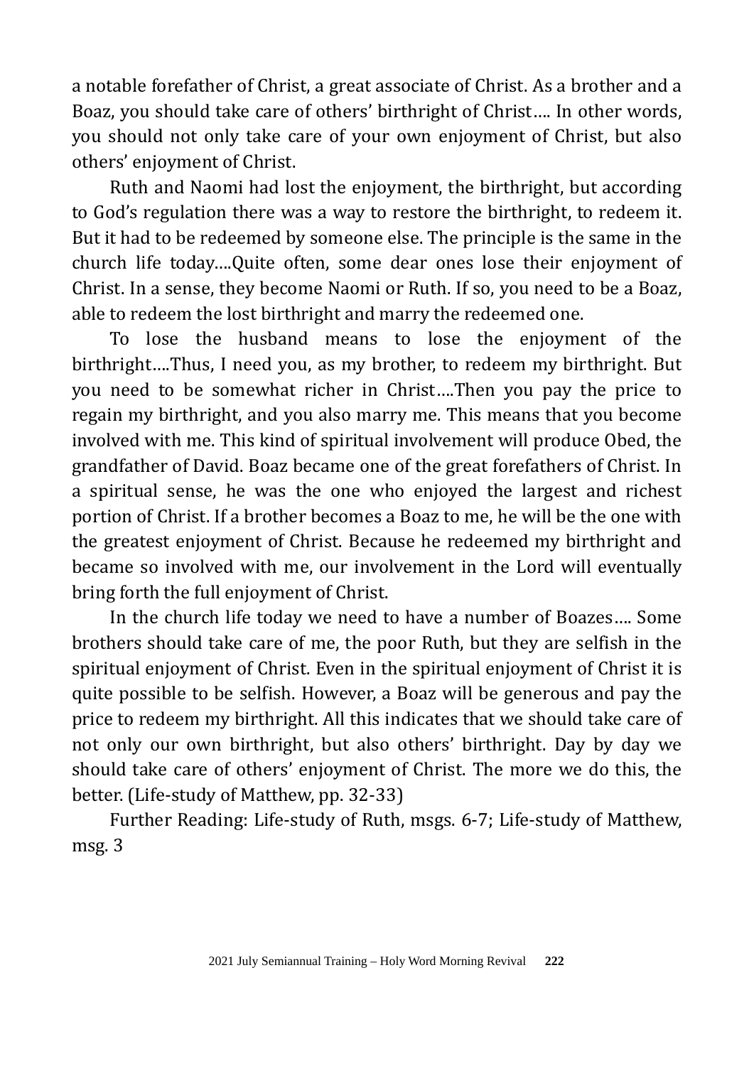a notable forefather of Christ, a great associate of Christ. As a brother and a Boaz, you should take care of others' birthright of Christ…. In other words, you should not only take care of your own enjoyment of Christ, but also others' enjoyment of Christ.

Ruth and Naomi had lost the enjoyment, the birthright, but according to God's regulation there was a way to restore the birthright, to redeem it. But it had to be redeemed by someone else. The principle is the same in the church life today….Quite often, some dear ones lose their enjoyment of Christ. In a sense, they become Naomi or Ruth. If so, you need to be a Boaz, able to redeem the lost birthright and marry the redeemed one.

To lose the husband means to lose the enjoyment of the birthright….Thus, I need you, as my brother, to redeem my birthright. But you need to be somewhat richer in Christ….Then you pay the price to regain my birthright, and you also marry me. This means that you become involved with me. This kind of spiritual involvement will produce Obed, the grandfather of David. Boaz became one of the great forefathers of Christ. In a spiritual sense, he was the one who enjoyed the largest and richest portion of Christ. If a brother becomes a Boaz to me, he will be the one with the greatest enjoyment of Christ. Because he redeemed my birthright and became so involved with me, our involvement in the Lord will eventually bring forth the full enjoyment of Christ.

In the church life today we need to have a number of Boazes…. Some brothers should take care of me, the poor Ruth, but they are selfish in the spiritual enjoyment of Christ. Even in the spiritual enjoyment of Christ it is quite possible to be selfish. However, a Boaz will be generous and pay the price to redeem my birthright. All this indicates that we should take care of not only our own birthright, but also others' birthright. Day by day we should take care of others' enjoyment of Christ. The more we do this, the better. (Life-study of Matthew, pp. 32-33)

Further Reading: Life-study of Ruth, msgs. 6-7; Life-study of Matthew, msg. 3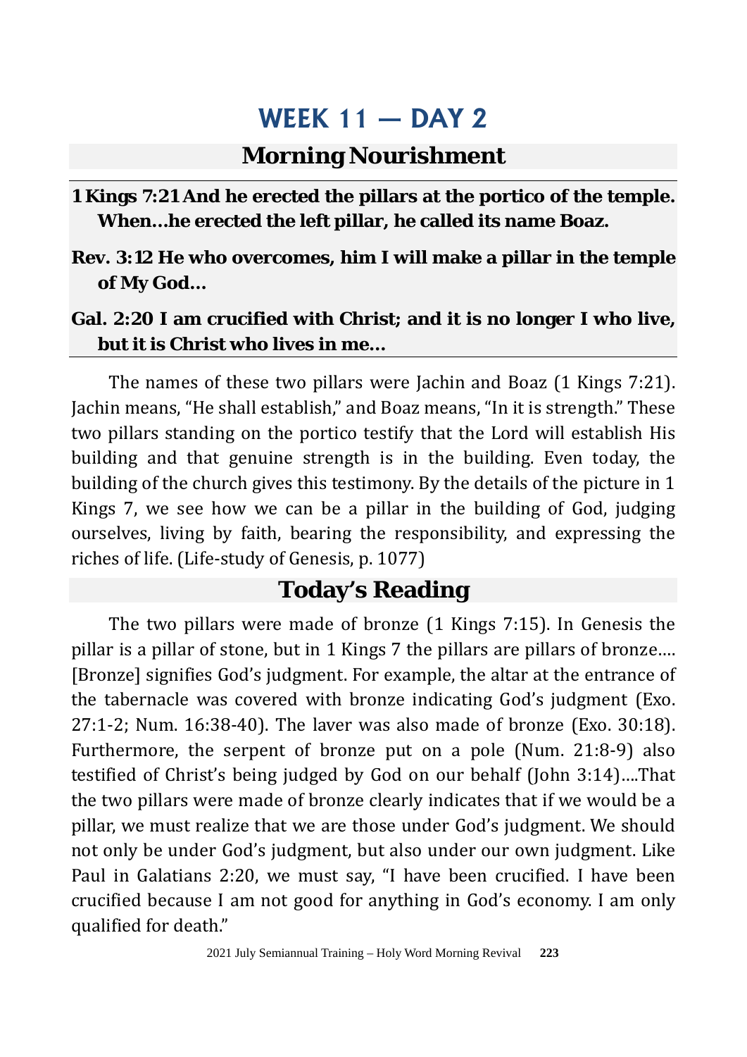# WEEK 11 — DAY 2

## Morning Nourishment

**1 Kings 7:21 And he erected the pillars at the portico of the temple. When…he erected the left pillar, he called its name Boaz.**

**Rev. 3:12 He who overcomes, him I will make a pillar in the temple of My God…**

**Gal. 2:20 I am crucified with Christ; and it is no longer I who live, but it is Christ who lives in me…**

The names of these two pillars were Jachin and Boaz (1 Kings 7:21). Jachin means, "He shall establish," and Boaz means, "In it is strength." These two pillars standing on the portico testify that the Lord will establish His building and that genuine strength is in the building. Even today, the building of the church gives this testimony. By the details of the picture in 1 Kings 7, we see how we can be a pillar in the building of God, judging ourselves, living by faith, bearing the responsibility, and expressing the riches of life. (Life-study of Genesis, p. 1077)

## Today's Reading

The two pillars were made of bronze (1 Kings 7:15). In Genesis the pillar is a pillar of stone, but in 1 Kings 7 the pillars are pillars of bronze…. [Bronze] signifies God's judgment. For example, the altar at the entrance of the tabernacle was covered with bronze indicating God's judgment (Exo. 27:1-2; Num. 16:38-40). The laver was also made of bronze (Exo. 30:18). Furthermore, the serpent of bronze put on a pole (Num. 21:8-9) also testified of Christ's being judged by God on our behalf (John 3:14)….That the two pillars were made of bronze clearly indicates that if we would be a pillar, we must realize that we are those under God's judgment. We should not only be under God's judgment, but also under our own judgment. Like Paul in Galatians 2:20, we must say, "I have been crucified. I have been crucified because I am not good for anything in God's economy. I am only qualified for death."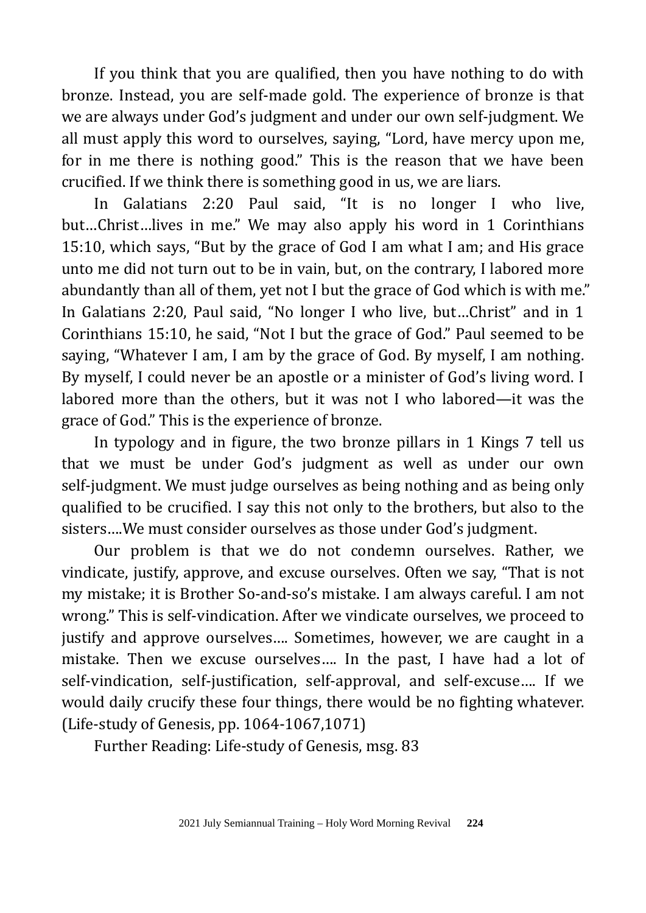If you think that you are qualified, then you have nothing to do with bronze. Instead, you are self-made gold. The experience of bronze is that we are always under God's judgment and under our own self-judgment. We all must apply this word to ourselves, saying, "Lord, have mercy upon me, for in me there is nothing good." This is the reason that we have been crucified. If we think there is something good in us, we are liars.

In Galatians 2:20 Paul said, "It is no longer I who live, but…Christ…lives in me." We may also apply his word in 1 Corinthians 15:10, which says, "But by the grace of God I am what I am; and His grace unto me did not turn out to be in vain, but, on the contrary, I labored more abundantly than all of them, yet not I but the grace of God which is with me." In Galatians 2:20, Paul said, "No longer I who live, but…Christ" and in 1 Corinthians 15:10, he said, "Not I but the grace of God." Paul seemed to be saying, "Whatever I am, I am by the grace of God. By myself, I am nothing. By myself, I could never be an apostle or a minister of God's living word. I labored more than the others, but it was not I who labored—it was the grace of God." This is the experience of bronze.

In typology and in figure, the two bronze pillars in 1 Kings 7 tell us that we must be under God's judgment as well as under our own self-judgment. We must judge ourselves as being nothing and as being only qualified to be crucified. I say this not only to the brothers, but also to the sisters….We must consider ourselves as those under God's judgment.

Our problem is that we do not condemn ourselves. Rather, we vindicate, justify, approve, and excuse ourselves. Often we say, "That is not my mistake; it is Brother So-and-so's mistake. I am always careful. I am not wrong." This is self-vindication. After we vindicate ourselves, we proceed to justify and approve ourselves…. Sometimes, however, we are caught in a mistake. Then we excuse ourselves…. In the past, I have had a lot of self-vindication, self-justification, self-approval, and self-excuse…. If we would daily crucify these four things, there would be no fighting whatever. (Life-study of Genesis, pp. 1064-1067,1071)

Further Reading: Life-study of Genesis, msg. 83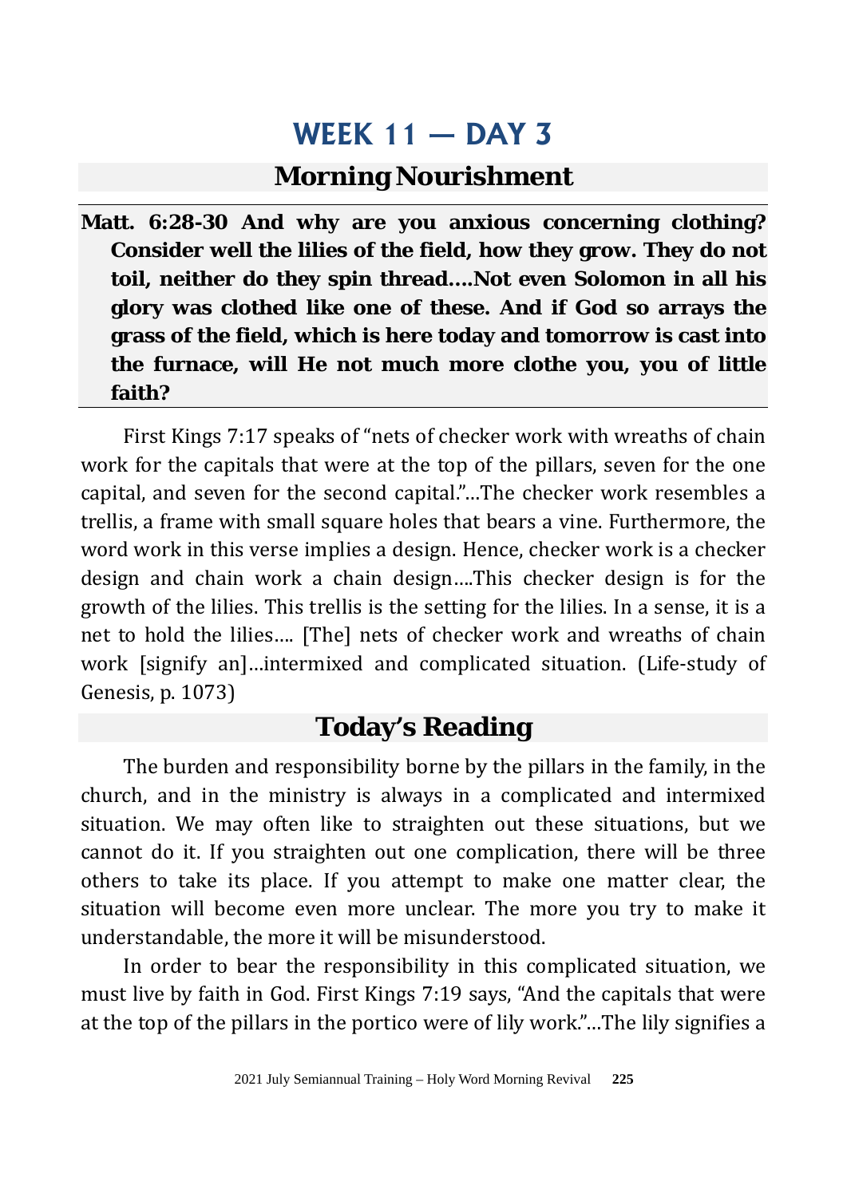# WEEK 11 — DAY 3

## Morning Nourishment

**Matt. 6:28-30 And why are you anxious concerning clothing? Consider well the lilies of the field, how they grow. They do not toil, neither do they spin thread....Not even Solomon in all his glory was clothed like one of these. And if God so arrays the grass of the field, which is here today and tomorrow is cast into the furnace, will He not much more clothe you, you of little faith?**

First Kings 7:17 speaks of "nets of checker work with wreaths of chain work for the capitals that were at the top of the pillars, seven for the one capital, and seven for the second capital."...The checker work resembles a trellis, a frame with small square holes that bears a vine. Furthermore, the word work in this verse implies a design. Hence, checker work is a checker design and chain work a chain design....This checker design is for the growth of the lilies. This trellis is the setting for the lilies. In a sense, it is a net to hold the lilies.... [The] nets of checker work and wreaths of chain work [signify an]...intermixed and complicated situation. (Life-study of Genesis, p. 1073)

## Today's Reading

The burden and responsibility borne by the pillars in the family, in the church, and in the ministry is always in a complicated and intermixed situation. We may often like to straighten out these situations, but we cannot do it. If you straighten out one complication, there will be three others to take its place. If you attempt to make one matter clear, the situation will become even more unclear. The more you try to make it understandable, the more it will be misunderstood.

In order to bear the responsibility in this complicated situation, we must live by faith in God. First Kings 7:19 says, "And the capitals that were at the top of the pillars in the portico were of lily work."...The lily signifies a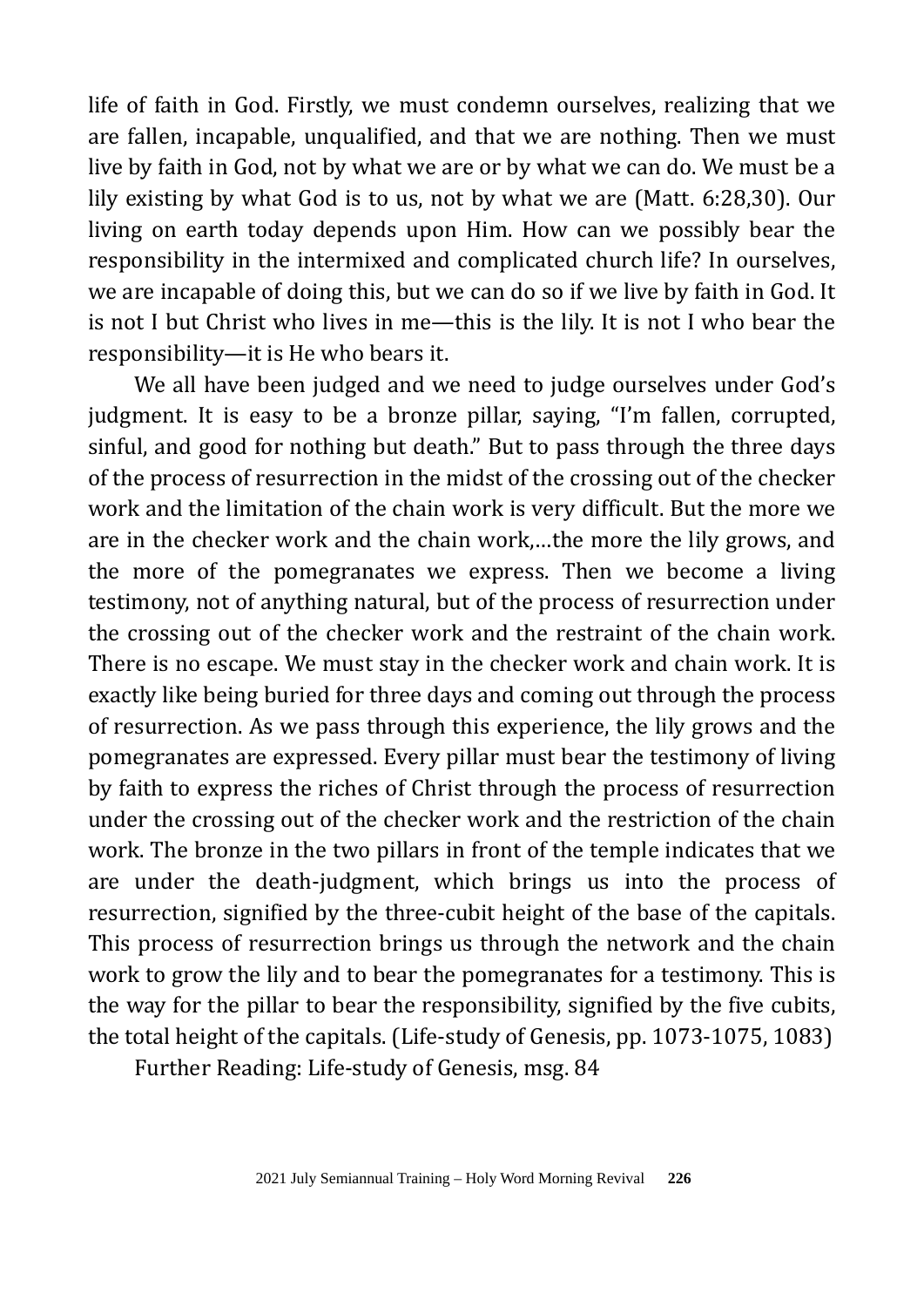life of faith in God. Firstly, we must condemn ourselves, realizing that we are fallen, incapable, unqualified, and that we are nothing. Then we must live by faith in God, not by what we are or by what we can do. We must be a lily existing by what God is to us, not by what we are (Matt. 6:28,30). Our living on earth today depends upon Him. How can we possibly bear the responsibility in the intermixed and complicated church life? In ourselves, we are incapable of doing this, but we can do so if we live by faith in God. It is not I but Christ who lives in me—this is the lily. It is not I who bear the responsibility—it is He who bears it.

We all have been judged and we need to judge ourselves under God's judgment. It is easy to be a bronze pillar, saying, "I'm fallen, corrupted, sinful, and good for nothing but death." But to pass through the three days of the process of resurrection in the midst of the crossing out of the checker work and the limitation of the chain work is very difficult. But the more we are in the checker work and the chain work,…the more the lily grows, and the more of the pomegranates we express. Then we become a living testimony, not of anything natural, but of the process of resurrection under the crossing out of the checker work and the restraint of the chain work. There is no escape. We must stay in the checker work and chain work. It is exactly like being buried for three days and coming out through the process of resurrection. As we pass through this experience, the lily grows and the pomegranates are expressed. Every pillar must bear the testimony of living by faith to express the riches of Christ through the process of resurrection under the crossing out of the checker work and the restriction of the chain work. The bronze in the two pillars in front of the temple indicates that we are under the death-judgment, which brings us into the process of resurrection, signified by the three-cubit height of the base of the capitals. This process of resurrection brings us through the network and the chain work to grow the lily and to bear the pomegranates for a testimony. This is the way for the pillar to bear the responsibility, signified by the five cubits, the total height of the capitals. (Life-study of Genesis, pp. 1073-1075, 1083)

Further Reading: Life-study of Genesis, msg. 84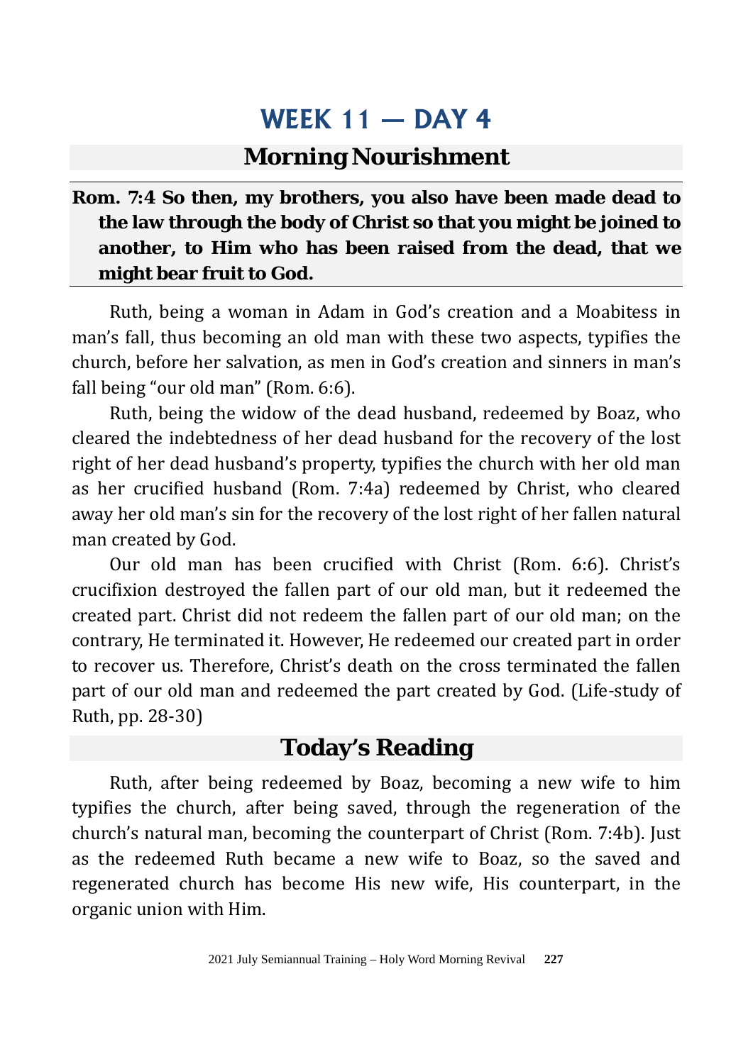# WEEK 11 — DAY 4

## Morning Nourishment

**Rom. 7:4 So then, my brothers, you also have been made dead to the law through the body of Christ so that you might be joined to another, to Him who has been raised from the dead, that we might bear fruit to God.**

Ruth, being a woman in Adam in God's creation and a Moabitess in man's fall, thus becoming an old man with these two aspects, typifies the church, before her salvation, as men in God's creation and sinners in man's fall being "our old man" (Rom. 6:6).

Ruth, being the widow of the dead husband, redeemed by Boaz, who cleared the indebtedness of her dead husband for the recovery of the lost right of her dead husband's property, typifies the church with her old man as her crucified husband (Rom. 7:4a) redeemed by Christ, who cleared away her old man's sin for the recovery of the lost right of her fallen natural man created by God.

Our old man has been crucified with Christ (Rom. 6:6). Christ's crucifixion destroyed the fallen part of our old man, but it redeemed the created part. Christ did not redeem the fallen part of our old man; on the contrary, He terminated it. However, He redeemed our created part in order to recover us. Therefore, Christ's death on the cross terminated the fallen part of our old man and redeemed the part created by God. (Life-study of Ruth, pp. 28-30)

## Today's Reading

Ruth, after being redeemed by Boaz, becoming a new wife to him typifies the church, after being saved, through the regeneration of the church's natural man, becoming the counterpart of Christ (Rom. 7:4b). Just as the redeemed Ruth became a new wife to Boaz, so the saved and regenerated church has become His new wife, His counterpart, in the organic union with Him.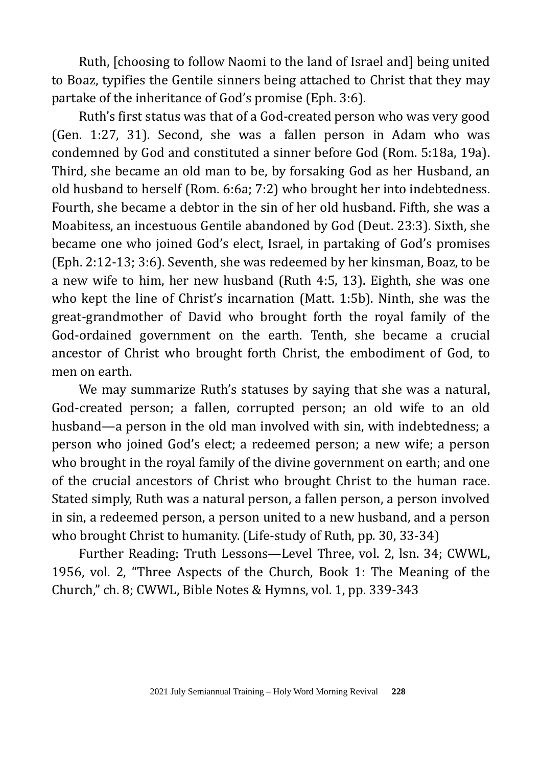Ruth, [choosing to follow Naomi to the land of Israel and] being united to Boaz, typifies the Gentile sinners being attached to Christ that they may partake of the inheritance of God's promise (Eph. 3:6).

Ruth's first status was that of a God-created person who was very good (Gen. 1:27, 31). Second, she was a fallen person in Adam who was condemned by God and constituted a sinner before God (Rom. 5:18a, 19a). Third, she became an old man to be, by forsaking God as her Husband, an old husband to herself (Rom. 6:6a; 7:2) who brought her into indebtedness. Fourth, she became a debtor in the sin of her old husband. Fifth, she was a Moabitess, an incestuous Gentile abandoned by God (Deut. 23:3). Sixth, she became one who joined God's elect, Israel, in partaking of God's promises (Eph. 2:12-13; 3:6). Seventh, she was redeemed by her kinsman, Boaz, to be a new wife to him, her new husband (Ruth 4:5, 13). Eighth, she was one who kept the line of Christ's incarnation (Matt. 1:5b). Ninth, she was the great-grandmother of David who brought forth the royal family of the God-ordained government on the earth. Tenth, she became a crucial ancestor of Christ who brought forth Christ, the embodiment of God, to men on earth.

We may summarize Ruth's statuses by saying that she was a natural, God-created person; a fallen, corrupted person; an old wife to an old husband—a person in the old man involved with sin, with indebtedness; a person who joined God's elect; a redeemed person; a new wife; a person who brought in the royal family of the divine government on earth; and one of the crucial ancestors of Christ who brought Christ to the human race. Stated simply, Ruth was a natural person, a fallen person, a person involved in sin, a redeemed person, a person united to a new husband, and a person who brought Christ to humanity. (Life-study of Ruth, pp. 30, 33-34)

Further Reading: Truth Lessons—Level Three, vol. 2, lsn. 34; CWWL, 1956, vol. 2, "Three Aspects of the Church, Book 1: The Meaning of the Church," ch. 8; CWWL, Bible Notes & Hymns, vol. 1, pp. 339-343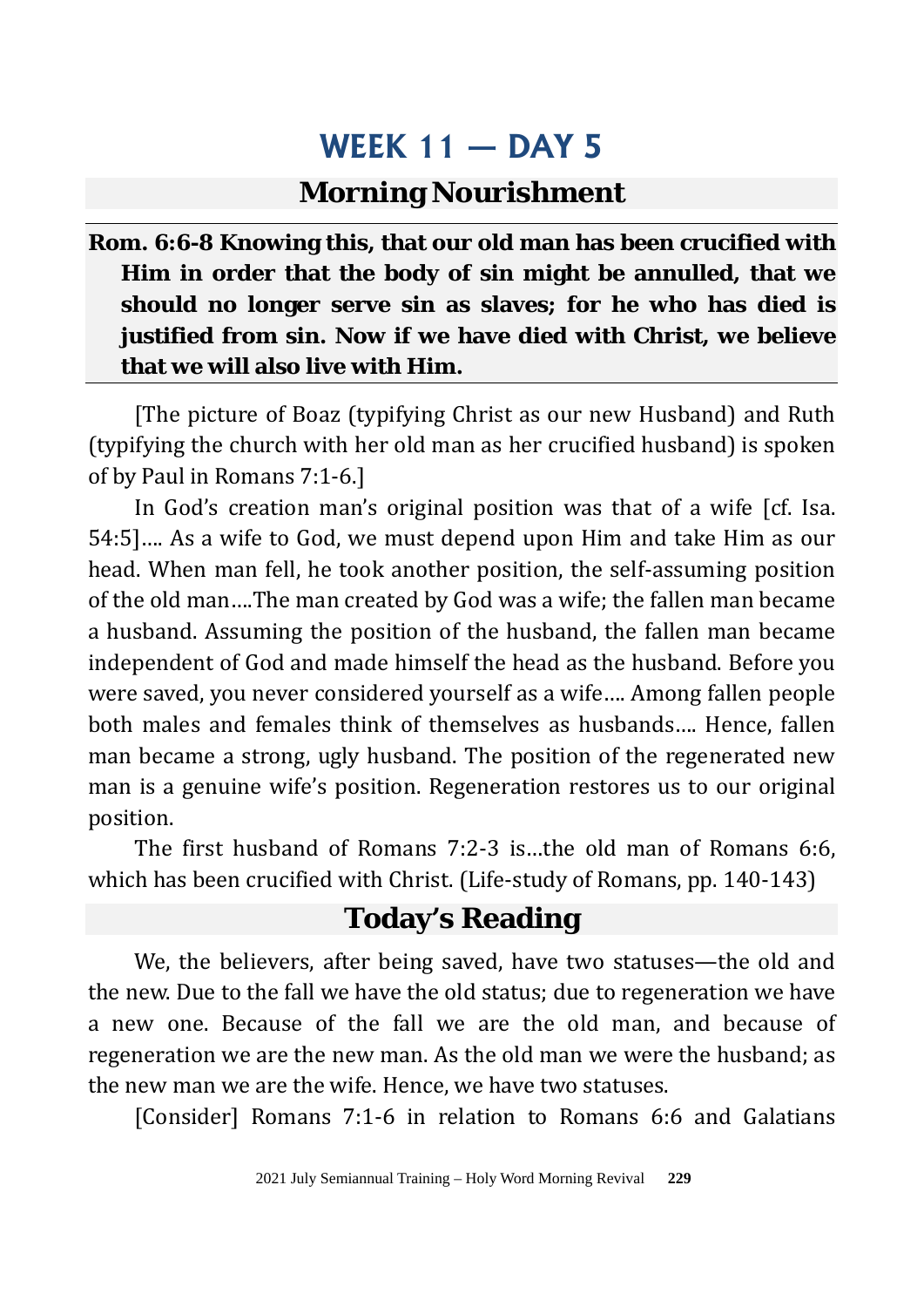# WEEK 11 — DAY 5

## Morning Nourishment

**Rom. 6:6-8 Knowing this, that our old man has been crucified with Him in order that the body of sin might be annulled, that we should no longer serve sin as slaves; for he who has died is justified from sin. Now if we have died with Christ, we believe that we will also live with Him.**

[The picture of Boaz (typifying Christ as our new Husband) and Ruth (typifying the church with her old man as her crucified husband) is spoken of by Paul in Romans 7:1-6.]

In God's creation man's original position was that of a wife [cf. Isa. 54:5]…. As a wife to God, we must depend upon Him and take Him as our head. When man fell, he took another position, the self-assuming position of the old man….The man created by God was a wife; the fallen man became a husband. Assuming the position of the husband, the fallen man became independent of God and made himself the head as the husband. Before you were saved, you never considered yourself as a wife…. Among fallen people both males and females think of themselves as husbands…. Hence, fallen man became a strong, ugly husband. The position of the regenerated new man is a genuine wife's position. Regeneration restores us to our original position.

The first husband of Romans 7:2-3 is…the old man of Romans 6:6, which has been crucified with Christ. (Life-study of Romans, pp. 140-143)

## Today's Reading

We, the believers, after being saved, have two statuses—the old and the new. Due to the fall we have the old status; due to regeneration we have a new one. Because of the fall we are the old man, and because of regeneration we are the new man. As the old man we were the husband; as the new man we are the wife. Hence, we have two statuses.

[Consider] Romans 7:1-6 in relation to Romans 6:6 and Galatians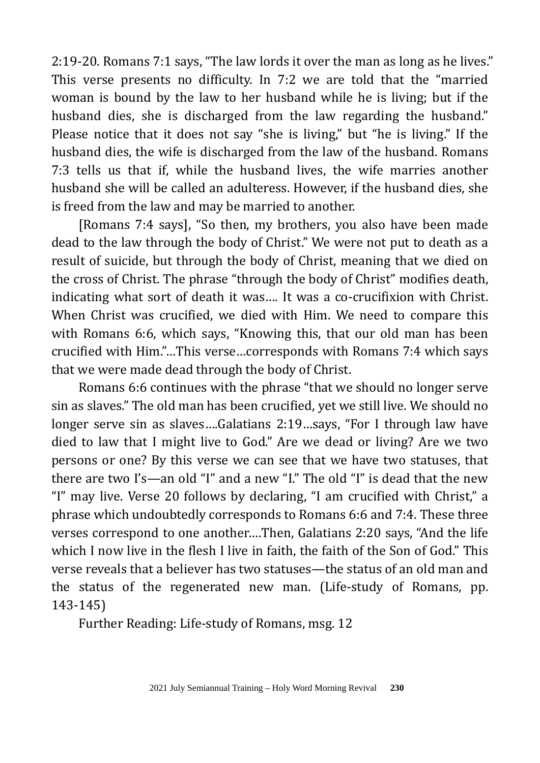2:19-20. Romans 7:1 says, "The law lords it over the man as long as he lives." This verse presents no difficulty. In 7:2 we are told that the "married woman is bound by the law to her husband while he is living; but if the husband dies, she is discharged from the law regarding the husband." Please notice that it does not say "she is living," but "he is living." If the husband dies, the wife is discharged from the law of the husband. Romans 7:3 tells us that if, while the husband lives, the wife marries another husband she will be called an adulteress. However, if the husband dies, she is freed from the law and may be married to another.

[Romans 7:4 says], "So then, my brothers, you also have been made dead to the law through the body of Christ." We were not put to death as a result of suicide, but through the body of Christ, meaning that we died on the cross of Christ. The phrase "through the body of Christ" modifies death, indicating what sort of death it was…. It was a co-crucifixion with Christ. When Christ was crucified, we died with Him. We need to compare this with Romans 6:6, which says, "Knowing this, that our old man has been crucified with Him."…This verse…corresponds with Romans 7:4 which says that we were made dead through the body of Christ.

Romans 6:6 continues with the phrase "that we should no longer serve sin as slaves." The old man has been crucified, yet we still live. We should no longer serve sin as slaves….Galatians 2:19…says, "For I through law have died to law that I might live to God." Are we dead or living? Are we two persons or one? By this verse we can see that we have two statuses, that there are two I's—an old "I" and a new "I." The old "I" is dead that the new "I" may live. Verse 20 follows by declaring, "I am crucified with Christ," a phrase which undoubtedly corresponds to Romans 6:6 and 7:4. These three verses correspond to one another….Then, Galatians 2:20 says, "And the life which I now live in the flesh I live in faith, the faith of the Son of God." This verse reveals that a believer has two statuses—the status of an old man and the status of the regenerated new man. (Life-study of Romans, pp. 143-145)

Further Reading: Life-study of Romans, msg. 12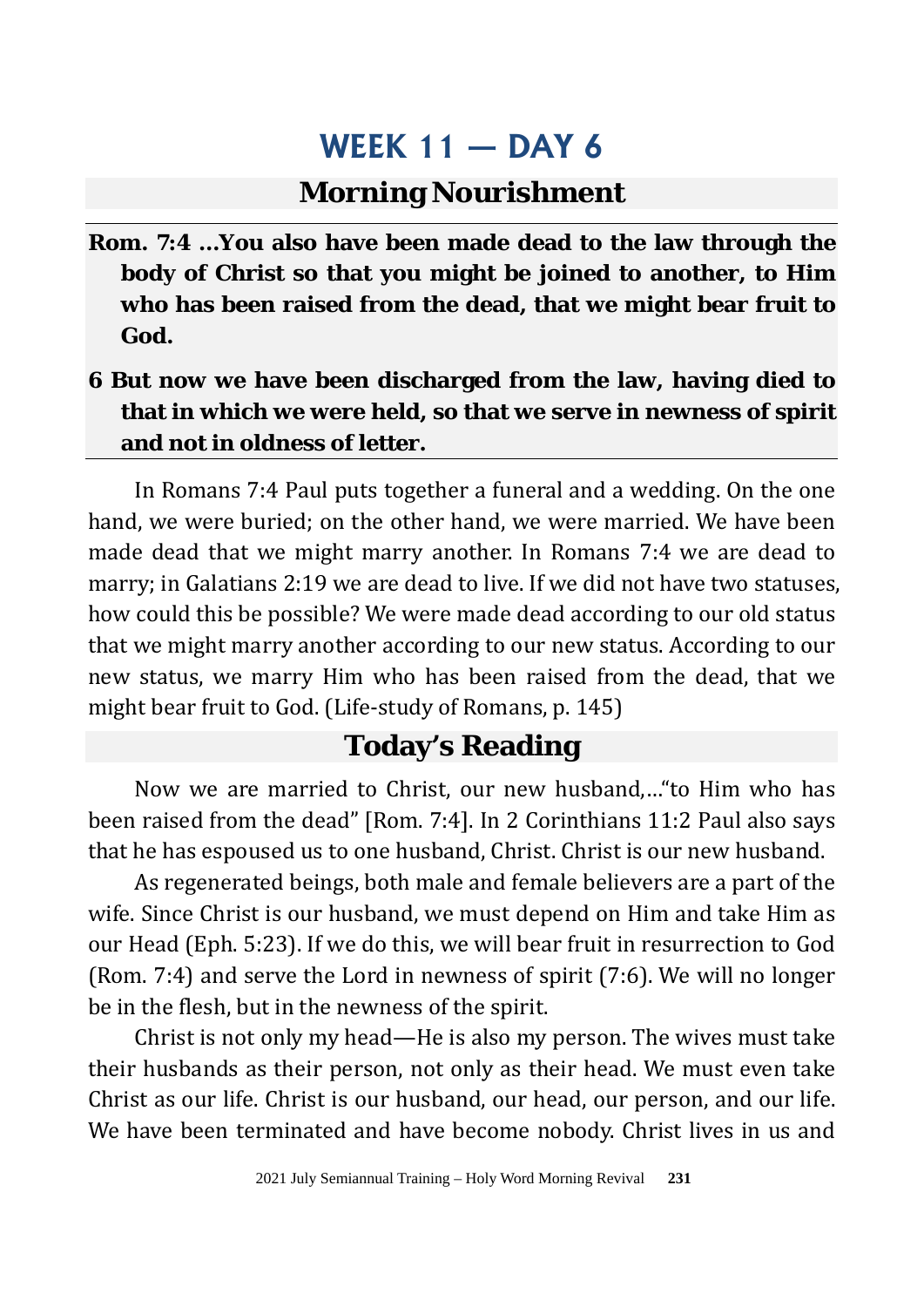# WEEK 11 — DAY 6

## Morning Nourishment

**Rom. 7:4 ...You also have been made dead to the law through the body of Christ so that you might be joined to another, to Him who has been raised from the dead, that we might bear fruit to God.**

**6 But now we have been discharged from the law, having died to that in which we were held, so that we serve in newness of spirit and not in oldness of letter.**

In Romans 7:4 Paul puts together a funeral and a wedding. On the one hand, we were buried; on the other hand, we were married. We have been made dead that we might marry another. In Romans 7:4 we are dead to marry; in Galatians 2:19 we are dead to live. If we did not have two statuses, how could this be possible? We were made dead according to our old status that we might marry another according to our new status. According to our new status, we marry Him who has been raised from the dead, that we might bear fruit to God. (Life-study of Romans, p. 145)

## Today's Reading

Now we are married to Christ, our new husband,..."to Him who has been raised from the dead" [Rom. 7:4]. In 2 Corinthians 11:2 Paul also says that he has espoused us to one husband, Christ. Christ is our new husband.

As regenerated beings, both male and female believers are a part of the wife. Since Christ is our husband, we must depend on Him and take Him as our Head (Eph. 5:23). If we do this, we will bear fruit in resurrection to God (Rom. 7:4) and serve the Lord in newness of spirit (7:6). We will no longer be in the flesh, but in the newness of the spirit.

Christ is not only my head—He is also my person. The wives must take their husbands as their person, not only as their head. We must even take Christ as our life. Christ is our husband, our head, our person, and our life. We have been terminated and have become nobody. Christ lives in us and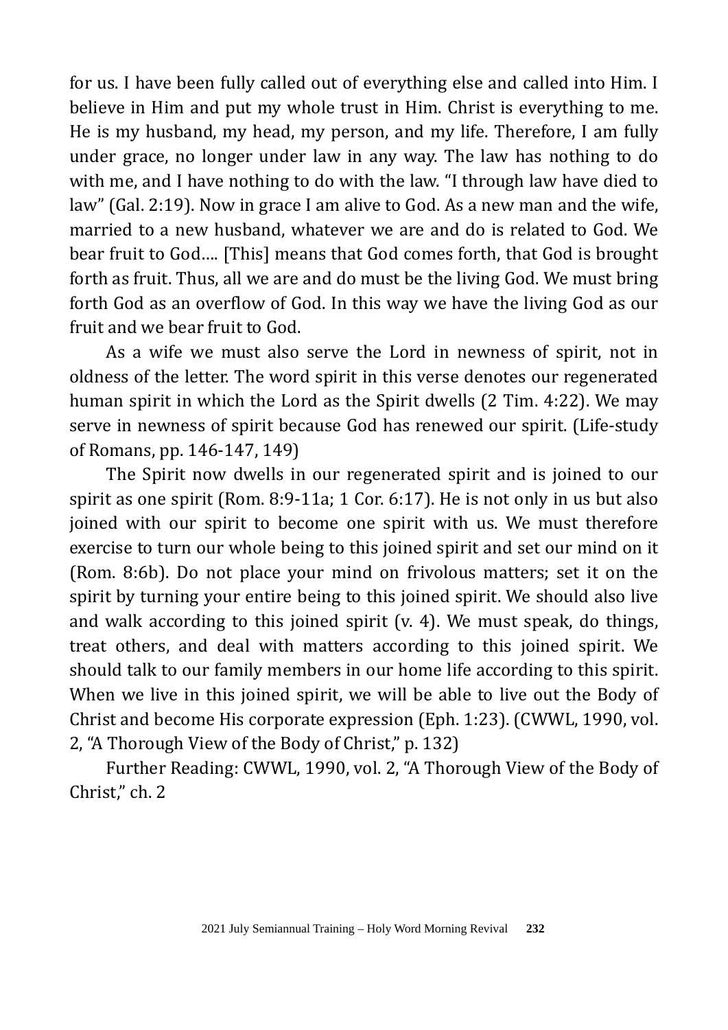for us. I have been fully called out of everything else and called into Him. I believe in Him and put my whole trust in Him. Christ is everything to me. He is my husband, my head, my person, and my life. Therefore, I am fully under grace, no longer under law in any way. The law has nothing to do with me, and I have nothing to do with the law. "I through law have died to law" (Gal. 2:19). Now in grace I am alive to God. As a new man and the wife, married to a new husband, whatever we are and do is related to God. We bear fruit to God.... [This] means that God comes forth, that God is brought forth as fruit. Thus, all we are and do must be the living God. We must bring forth God as an overflow of God. In this way we have the living God as our fruit and we bear fruit to God.

As a wife we must also serve the Lord in newness of spirit, not in oldness of the letter. The word spirit in this verse denotes our regenerated human spirit in which the Lord as the Spirit dwells (2 Tim. 4:22). We may serve in newness of spirit because God has renewed our spirit. (Life-study of Romans, pp. 146-147, 149)

The Spirit now dwells in our regenerated spirit and is joined to our spirit as one spirit (Rom. 8:9-11a; 1 Cor. 6:17). He is not only in us but also joined with our spirit to become one spirit with us. We must therefore exercise to turn our whole being to this joined spirit and set our mind on it (Rom. 8:6b). Do not place your mind on frivolous matters; set it on the spirit by turning your entire being to this joined spirit. We should also live and walk according to this joined spirit (v. 4). We must speak, do things, treat others, and deal with matters according to this joined spirit. We should talk to our family members in our home life according to this spirit. When we live in this joined spirit, we will be able to live out the Body of Christ and become His corporate expression (Eph. 1:23). (CWWL, 1990, vol. 2, "A Thorough View of the Body of Christ," p. 132)

Further Reading: CWWL, 1990, vol. 2, "A Thorough View of the Body of Christ," ch. 2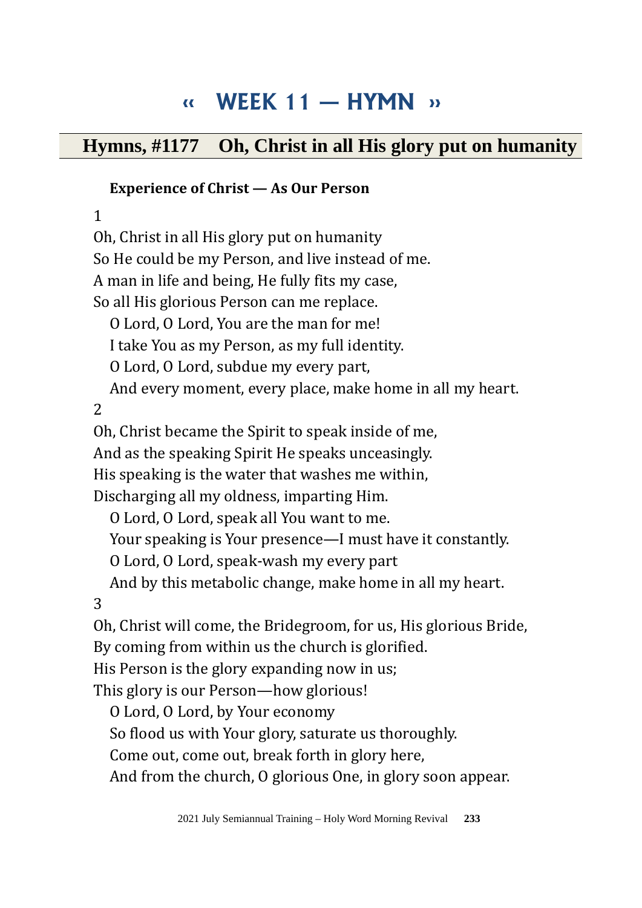# « WEEK 11 — HYMN »

## Hymns, #1177 Oh, Christ in all His glory put on humanity

**Experience of Christ — As Our Person**

1

Oh, Christ in all His glory put on humanity
So He could be my Person, and live instead of me.
A man in life and being, He fully fits my case,
So all His glorious Person can me replace.

O Lord, O Lord, You are the man for me!
I take You as my Person, as my full identity.
O Lord, O Lord, subdue my every part,
And every moment, every place, make home in all my heart.

2

Oh, Christ became the Spirit to speak inside of me,
And as the speaking Spirit He speaks unceasingly.
His speaking is the water that washes me within,
Discharging all my oldness, imparting Him.

O Lord, O Lord, speak all You want to me.
Your speaking is Your presence—I must have it constantly.
O Lord, O Lord, speak-wash my every part
And by this metabolic change, make home in all my heart.

3

Oh, Christ will come, the Bridegroom, for us, His glorious Bride,
By coming from within us the church is glorified.
His Person is the glory expanding now in us;
This glory is our Person—how glorious!

O Lord, O Lord, by Your economy
So flood us with Your glory, saturate us thoroughly.
Come out, come out, break forth in glory here,
And from the church, O glorious One, in glory soon appear.